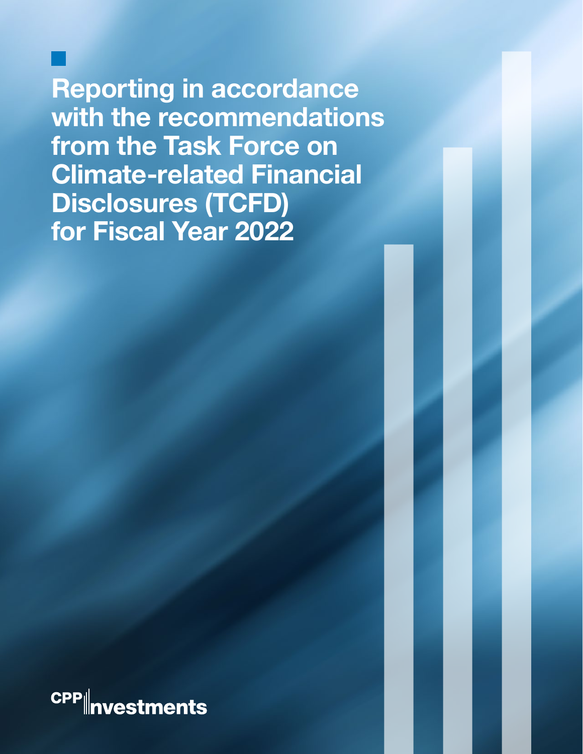# Reporting in accordance with the recommendations from the Task Force on Climate-related Financial Disclosures (TCFD) for Fiscal Year 2022

CPP Investments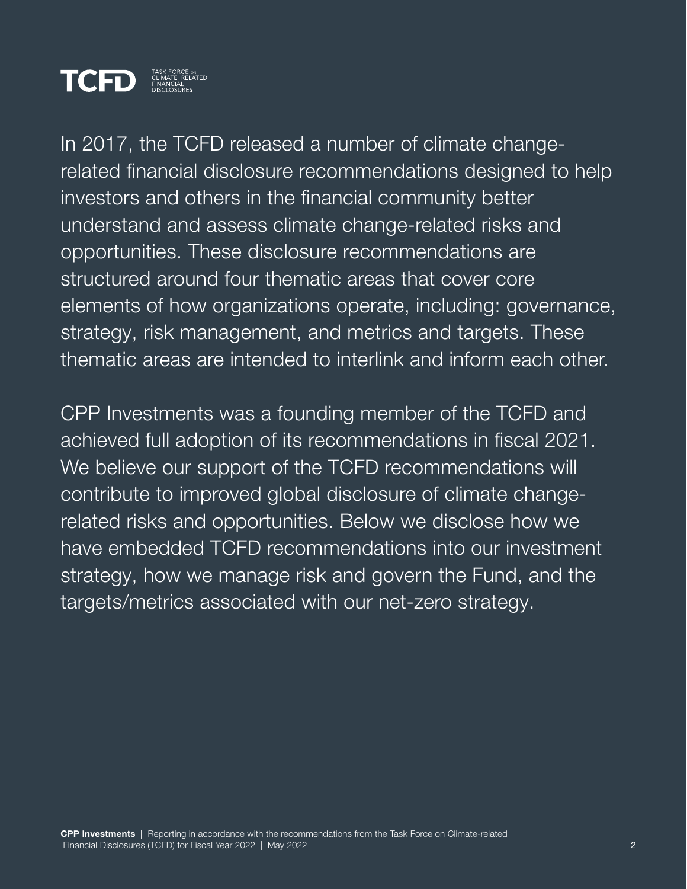# TCFD

TASK FORCE ON CLIMATE-RELATED FINANCIAL DISCLOSURES

In 2017, the TCFD released a number of climate change-related financial disclosure recommendations designed to help investors and others in the financial community better understand and assess climate change-related risks and opportunities. These disclosure recommendations are structured around four thematic areas that cover core elements of how organizations operate, including: governance, strategy, risk management, and metrics and targets. These thematic areas are intended to interlink and inform each other.

CPP Investments was a founding member of the TCFD and achieved full adoption of its recommendations in fiscal 2021. We believe our support of the TCFD recommendations will contribute to improved global disclosure of climate change-related risks and opportunities. Below we disclose how we have embedded TCFD recommendations into our investment strategy, how we manage risk and govern the Fund, and the targets/metrics associated with our net-zero strategy.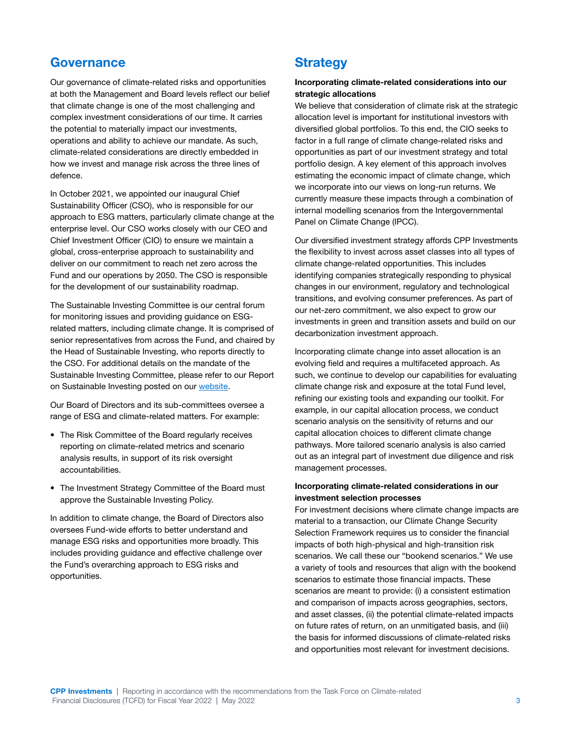## Governance

Our governance of climate-related risks and opportunities at both the Management and Board levels reflect our belief that climate change is one of the most challenging and complex investment considerations of our time. It carries the potential to materially impact our investments, operations and ability to achieve our mandate. As such, climate-related considerations are directly embedded in how we invest and manage risk across the three lines of defence.

In October 2021, we appointed our inaugural Chief Sustainability Officer (CSO), who is responsible for our approach to ESG matters, particularly climate change at the enterprise level. Our CSO works closely with our CEO and Chief Investment Officer (CIO) to ensure we maintain a global, cross-enterprise approach to sustainability and deliver on our commitment to reach net zero across the Fund and our operations by 2050. The CSO is responsible for the development of our sustainability roadmap.

The Sustainable Investing Committee is our central forum for monitoring issues and providing guidance on ESG-related matters, including climate change. It is comprised of senior representatives from across the Fund, and chaired by the Head of Sustainable Investing, who reports directly to the CSO. For additional details on the mandate of the Sustainable Investing Committee, please refer to our Report on Sustainable Investing posted on our website.

Our Board of Directors and its sub-committees oversee a range of ESG and climate-related matters. For example:

- The Risk Committee of the Board regularly receives reporting on climate-related metrics and scenario analysis results, in support of its risk oversight accountabilities.
- The Investment Strategy Committee of the Board must approve the Sustainable Investing Policy.

In addition to climate change, the Board of Directors also oversees Fund-wide efforts to better understand and manage ESG risks and opportunities more broadly. This includes providing guidance and effective challenge over the Fund's overarching approach to ESG risks and opportunities.

## Strategy

**Incorporating climate-related considerations into our strategic allocations**

We believe that consideration of climate risk at the strategic allocation level is important for institutional investors with diversified global portfolios. To this end, the CIO seeks to factor in a full range of climate change-related risks and opportunities as part of our investment strategy and total portfolio design. A key element of this approach involves estimating the economic impact of climate change, which we incorporate into our views on long-run returns. We currently measure these impacts through a combination of internal modelling scenarios from the Intergovernmental Panel on Climate Change (IPCC).

Our diversified investment strategy affords CPP Investments the flexibility to invest across asset classes into all types of climate change-related opportunities. This includes identifying companies strategically responding to physical changes in our environment, regulatory and technological transitions, and evolving consumer preferences. As part of our net-zero commitment, we also expect to grow our investments in green and transition assets and build on our decarbonization investment approach.

Incorporating climate change into asset allocation is an evolving field and requires a multifaceted approach. As such, we continue to develop our capabilities for evaluating climate change risk and exposure at the total Fund level, refining our existing tools and expanding our toolkit. For example, in our capital allocation process, we conduct scenario analysis on the sensitivity of returns and our capital allocation choices to different climate change pathways. More tailored scenario analysis is also carried out as an integral part of investment due diligence and risk management processes.

**Incorporating climate-related considerations in our investment selection processes**

For investment decisions where climate change impacts are material to a transaction, our Climate Change Security Selection Framework requires us to consider the financial impacts of both high-physical and high-transition risk scenarios. We call these our "bookend scenarios." We use a variety of tools and resources that align with the bookend scenarios to estimate those financial impacts. These scenarios are meant to provide: (i) a consistent estimation and comparison of impacts across geographies, sectors, and asset classes, (ii) the potential climate-related impacts on future rates of return, on an unmitigated basis, and (iii) the basis for informed discussions of climate-related risks and opportunities most relevant for investment decisions.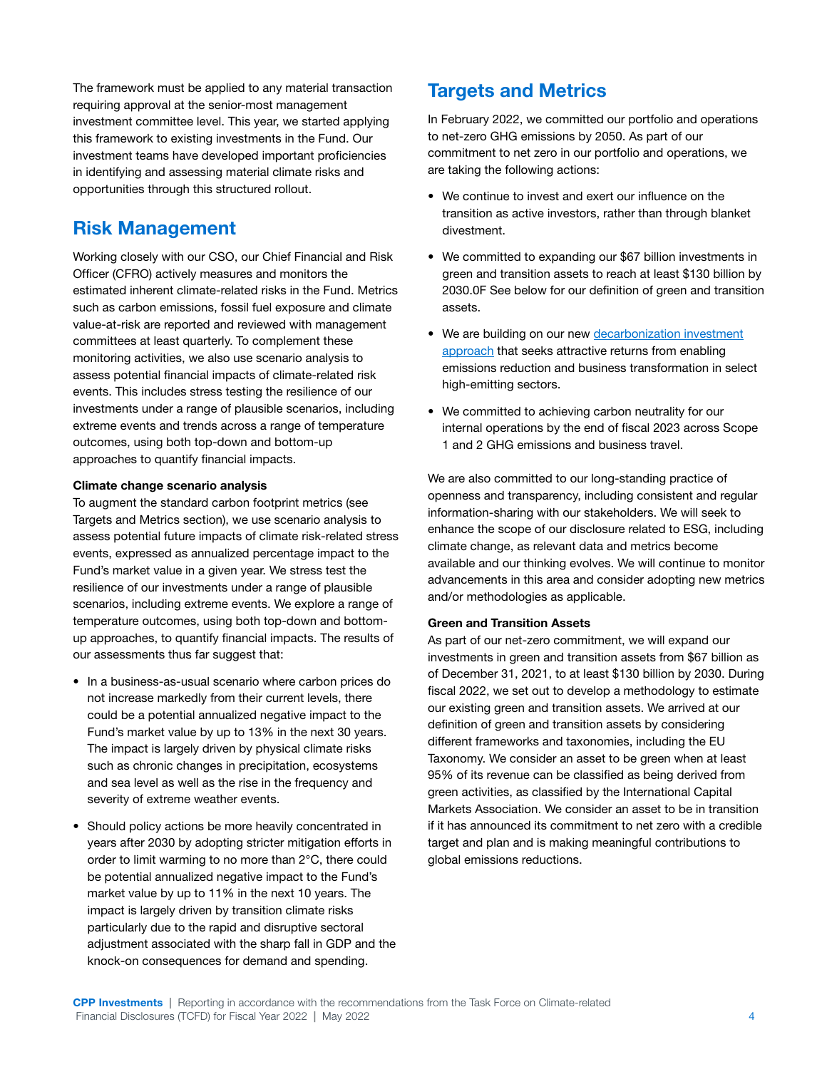The framework must be applied to any material transaction requiring approval at the senior-most management investment committee level. This year, we started applying this framework to existing investments in the Fund. Our investment teams have developed important proficiencies in identifying and assessing material climate risks and opportunities through this structured rollout.

## Risk Management

Working closely with our CSO, our Chief Financial and Risk Officer (CFRO) actively measures and monitors the estimated inherent climate-related risks in the Fund. Metrics such as carbon emissions, fossil fuel exposure and climate value-at-risk are reported and reviewed with management committees at least quarterly. To complement these monitoring activities, we also use scenario analysis to assess potential financial impacts of climate-related risk events. This includes stress testing the resilience of our investments under a range of plausible scenarios, including extreme events and trends across a range of temperature outcomes, using both top-down and bottom-up approaches to quantify financial impacts.

**Climate change scenario analysis**

To augment the standard carbon footprint metrics (see Targets and Metrics section), we use scenario analysis to assess potential future impacts of climate risk-related stress events, expressed as annualized percentage impact to the Fund's market value in a given year. We stress test the resilience of our investments under a range of plausible scenarios, including extreme events. We explore a range of temperature outcomes, using both top-down and bottom-up approaches, to quantify financial impacts. The results of our assessments thus far suggest that:

- In a business-as-usual scenario where carbon prices do not increase markedly from their current levels, there could be a potential annualized negative impact to the Fund's market value by up to 13% in the next 30 years. The impact is largely driven by physical climate risks such as chronic changes in precipitation, ecosystems and sea level as well as the rise in the frequency and severity of extreme weather events.
- Should policy actions be more heavily concentrated in years after 2030 by adopting stricter mitigation efforts in order to limit warming to no more than 2°C, there could be potential annualized negative impact to the Fund's market value by up to 11% in the next 10 years. The impact is largely driven by transition climate risks particularly due to the rapid and disruptive sectoral adjustment associated with the sharp fall in GDP and the knock-on consequences for demand and spending.

## Targets and Metrics

In February 2022, we committed our portfolio and operations to net-zero GHG emissions by 2050. As part of our commitment to net zero in our portfolio and operations, we are taking the following actions:

- We continue to invest and exert our influence on the transition as active investors, rather than through blanket divestment.
- We committed to expanding our $67 billion investments in green and transition assets to reach at least $130 billion by 2030.0F See below for our definition of green and transition assets.
- We are building on our new decarbonization investment approach that seeks attractive returns from enabling emissions reduction and business transformation in select high-emitting sectors.
- We committed to achieving carbon neutrality for our internal operations by the end of fiscal 2023 across Scope 1 and 2 GHG emissions and business travel.

We are also committed to our long-standing practice of openness and transparency, including consistent and regular information-sharing with our stakeholders. We will seek to enhance the scope of our disclosure related to ESG, including climate change, as relevant data and metrics become available and our thinking evolves. We will continue to monitor advancements in this area and consider adopting new metrics and/or methodologies as applicable.

**Green and Transition Assets**

As part of our net-zero commitment, we will expand our investments in green and transition assets from $67 billion as of December 31, 2021, to at least $130 billion by 2030. During fiscal 2022, we set out to develop a methodology to estimate our existing green and transition assets. We arrived at our definition of green and transition assets by considering different frameworks and taxonomies, including the EU Taxonomy. We consider an asset to be green when at least 95% of its revenue can be classified as being derived from green activities, as classified by the International Capital Markets Association. We consider an asset to be in transition if it has announced its commitment to net zero with a credible target and plan and is making meaningful contributions to global emissions reductions.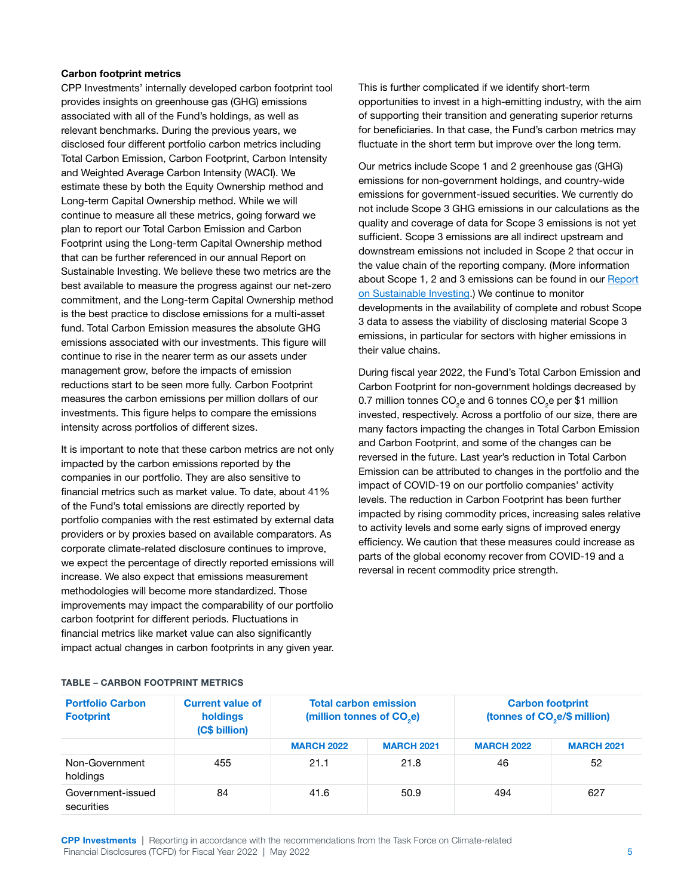### Carbon footprint metrics

CPP Investments' internally developed carbon footprint tool provides insights on greenhouse gas (GHG) emissions associated with all of the Fund's holdings, as well as relevant benchmarks. During the previous years, we disclosed four different portfolio carbon metrics including Total Carbon Emission, Carbon Footprint, Carbon Intensity and Weighted Average Carbon Intensity (WACI). We estimate these by both the Equity Ownership method and Long-term Capital Ownership method. While we will continue to measure all these metrics, going forward we plan to report our Total Carbon Emission and Carbon Footprint using the Long-term Capital Ownership method that can be further referenced in our annual Report on Sustainable Investing. We believe these two metrics are the best available to measure the progress against our net-zero commitment, and the Long-term Capital Ownership method is the best practice to disclose emissions for a multi-asset fund. Total Carbon Emission measures the absolute GHG emissions associated with our investments. This figure will continue to rise in the nearer term as our assets under management grow, before the impacts of emission reductions start to be seen more fully. Carbon Footprint measures the carbon emissions per million dollars of our investments. This figure helps to compare the emissions intensity across portfolios of different sizes.

It is important to note that these carbon metrics are not only impacted by the carbon emissions reported by the companies in our portfolio. They are also sensitive to financial metrics such as market value. To date, about 41% of the Fund's total emissions are directly reported by portfolio companies with the rest estimated by external data providers or by proxies based on available comparators. As corporate climate-related disclosure continues to improve, we expect the percentage of directly reported emissions will increase. We also expect that emissions measurement methodologies will become more standardized. Those improvements may impact the comparability of our portfolio carbon footprint for different periods. Fluctuations in financial metrics like market value can also significantly impact actual changes in carbon footprints in any given year. This is further complicated if we identify short-term opportunities to invest in a high-emitting industry, with the aim of supporting their transition and generating superior returns for beneficiaries. In that case, the Fund's carbon metrics may fluctuate in the short term but improve over the long term.

Our metrics include Scope 1 and 2 greenhouse gas (GHG) emissions for non-government holdings, and country-wide emissions for government-issued securities. We currently do not include Scope 3 GHG emissions in our calculations as the quality and coverage of data for Scope 3 emissions is not yet sufficient. Scope 3 emissions are all indirect upstream and downstream emissions not included in Scope 2 that occur in the value chain of the reporting company. (More information about Scope 1, 2 and 3 emissions can be found in our Report on Sustainable Investing.) We continue to monitor developments in the availability of complete and robust Scope 3 data to assess the viability of disclosing material Scope 3 emissions, in particular for sectors with higher emissions in their value chains.

During fiscal year 2022, the Fund's Total Carbon Emission and Carbon Footprint for non-government holdings decreased by 0.7 million tonnes $CO_2e$ and 6 tonnes $CO_2e$ per $1 million invested, respectively. Across a portfolio of our size, there are many factors impacting the changes in Total Carbon Emission and Carbon Footprint, and some of the changes can be reversed in the future. Last year's reduction in Total Carbon Emission can be attributed to changes in the portfolio and the impact of COVID-19 on our portfolio companies' activity levels. The reduction in Carbon Footprint has been further impacted by rising commodity prices, increasing sales relative to activity levels and some early signs of improved energy efficiency. We caution that these measures could increase as parts of the global economy recover from COVID-19 and a reversal in recent commodity price strength.

**TABLE – CARBON FOOTPRINT METRICS**

| Portfolio Carbon Footprint | Current value of holdings (C$ billion) | Total carbon emission (million tonnes of $CO_2e$) | | Carbon footprint (tonnes of $CO_2e$/$ million) | |
|---|---|---|---|---|---|
| | | MARCH 2022 | MARCH 2021 | MARCH 2022 | MARCH 2021 |
| Non-Government holdings | 455 | 21.1 | 21.8 | 46 | 52 |
| Government-issued securities | 84 | 41.6 | 50.9 | 494 | 627 |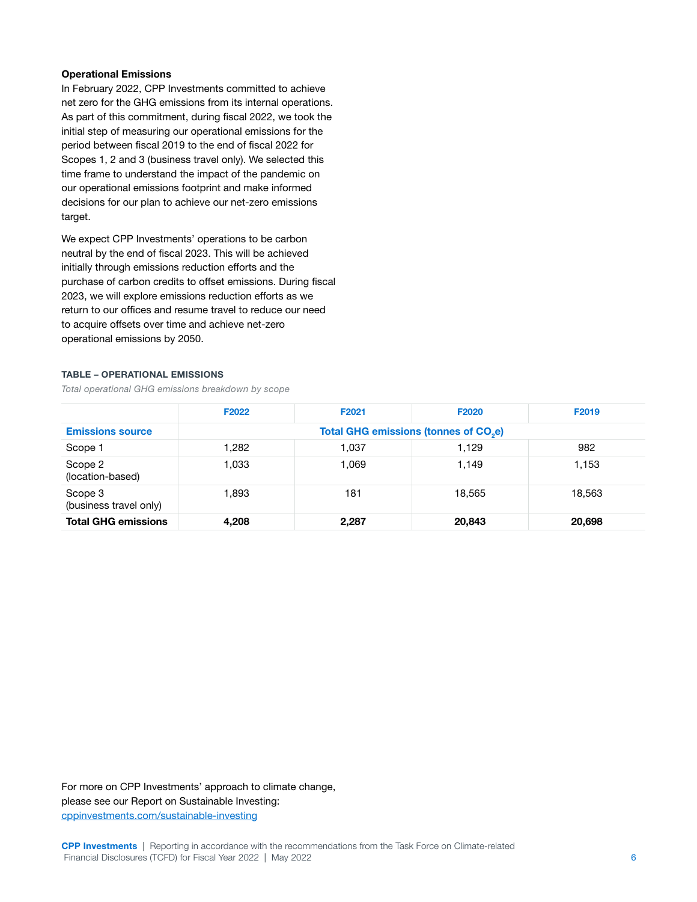**Operational Emissions**

In February 2022, CPP Investments committed to achieve net zero for the GHG emissions from its internal operations. As part of this commitment, during fiscal 2022, we took the initial step of measuring our operational emissions for the period between fiscal 2019 to the end of fiscal 2022 for Scopes 1, 2 and 3 (business travel only). We selected this time frame to understand the impact of the pandemic on our operational emissions footprint and make informed decisions for our plan to achieve our net-zero emissions target.

We expect CPP Investments' operations to be carbon neutral by the end of fiscal 2023. This will be achieved initially through emissions reduction efforts and the purchase of carbon credits to offset emissions. During fiscal 2023, we will explore emissions reduction efforts as we return to our offices and resume travel to reduce our need to acquire offsets over time and achieve net-zero operational emissions by 2050.

**TABLE – OPERATIONAL EMISSIONS**

*Total operational GHG emissions breakdown by scope*

| | F2022 | F2021 | F2020 | F2019 |
|---|---|---|---|---|
| **Emissions source** | **Total GHG emissions (tonnes of $CO_2$e)** | | | |
| Scope 1 | 1,282 | 1,037 | 1,129 | 982 |
| Scope 2 (location-based) | 1,033 | 1,069 | 1,149 | 1,153 |
| Scope 3 (business travel only) | 1,893 | 181 | 18,565 | 18,563 |
| **Total GHG emissions** | **4,208** | **2,287** | **20,843** | **20,698** |

For more on CPP Investments' approach to climate change, please see our Report on Sustainable Investing: cppinvestments.com/sustainable-investing